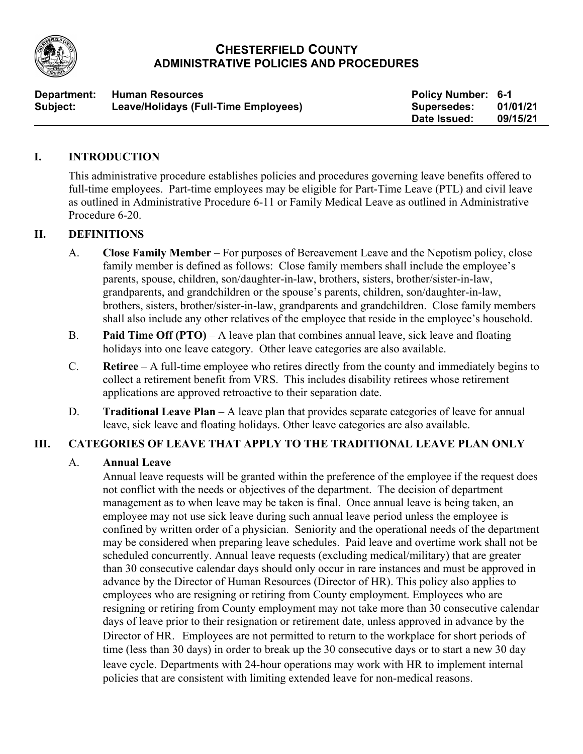# CHESTERFIELD COUNTY
## ADMINISTRATIVE POLICIES AND PROCEDURES

| | | | |
|---|---|---|---|
| **Department:** | **Human Resources** | **Policy Number:** | **6-1** |
| **Subject:** | **Leave/Holidays (Full-Time Employees)** | **Supersedes:** | **01/01/21** |
| | | **Date Issued:** | **09/15/21** |

## I. INTRODUCTION

This administrative procedure establishes policies and procedures governing leave benefits offered to full-time employees. Part-time employees may be eligible for Part-Time Leave (PTL) and civil leave as outlined in Administrative Procedure 6-11 or Family Medical Leave as outlined in Administrative Procedure 6-20.

## II. DEFINITIONS

A. **Close Family Member** – For purposes of Bereavement Leave and the Nepotism policy, close family member is defined as follows: Close family members shall include the employee's parents, spouse, children, son/daughter-in-law, brothers, sisters, brother/sister-in-law, grandparents, and grandchildren or the spouse's parents, children, son/daughter-in-law, brothers, sisters, brother/sister-in-law, grandparents and grandchildren. Close family members shall also include any other relatives of the employee that reside in the employee's household.

B. **Paid Time Off (PTO)** – A leave plan that combines annual leave, sick leave and floating holidays into one leave category. Other leave categories are also available.

C. **Retiree** – A full-time employee who retires directly from the county and immediately begins to collect a retirement benefit from VRS. This includes disability retirees whose retirement applications are approved retroactive to their separation date.

D. **Traditional Leave Plan** – A leave plan that provides separate categories of leave for annual leave, sick leave and floating holidays. Other leave categories are also available.

## III. CATEGORIES OF LEAVE THAT APPLY TO THE TRADITIONAL LEAVE PLAN ONLY

### A. Annual Leave

Annual leave requests will be granted within the preference of the employee if the request does not conflict with the needs or objectives of the department. The decision of department management as to when leave may be taken is final. Once annual leave is being taken, an employee may not use sick leave during such annual leave period unless the employee is confined by written order of a physician. Seniority and the operational needs of the department may be considered when preparing leave schedules. Paid leave and overtime work shall not be scheduled concurrently. Annual leave requests (excluding medical/military) that are greater than 30 consecutive calendar days should only occur in rare instances and must be approved in advance by the Director of Human Resources (Director of HR). This policy also applies to employees who are resigning or retiring from County employment. Employees who are resigning or retiring from County employment may not take more than 30 consecutive calendar days of leave prior to their resignation or retirement date, unless approved in advance by the Director of HR. Employees are not permitted to return to the workplace for short periods of time (less than 30 days) in order to break up the 30 consecutive days or to start a new 30 day leave cycle. Departments with 24-hour operations may work with HR to implement internal policies that are consistent with limiting extended leave for non-medical reasons.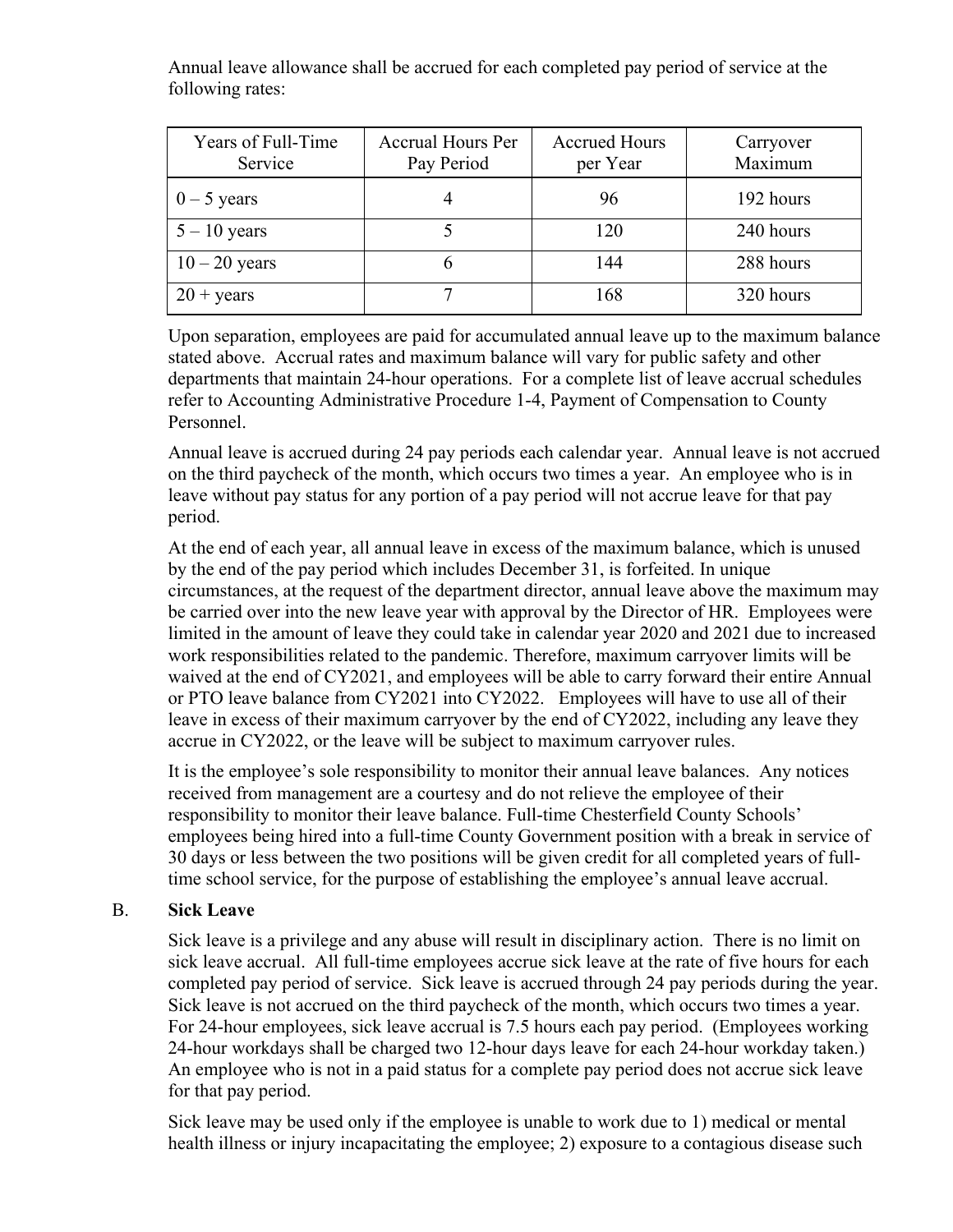Annual leave allowance shall be accrued for each completed pay period of service at the following rates:

| Years of Full-Time Service | Accrual Hours Per Pay Period | Accrued Hours per Year | Carryover Maximum |
|---|---|---|---|
| 0 – 5 years | 4 | 96 | 192 hours |
| 5 – 10 years | 5 | 120 | 240 hours |
| 10 – 20 years | 6 | 144 | 288 hours |
| 20 + years | 7 | 168 | 320 hours |

Upon separation, employees are paid for accumulated annual leave up to the maximum balance stated above. Accrual rates and maximum balance will vary for public safety and other departments that maintain 24-hour operations. For a complete list of leave accrual schedules refer to Accounting Administrative Procedure 1-4, Payment of Compensation to County Personnel.

Annual leave is accrued during 24 pay periods each calendar year. Annual leave is not accrued on the third paycheck of the month, which occurs two times a year. An employee who is in leave without pay status for any portion of a pay period will not accrue leave for that pay period.

At the end of each year, all annual leave in excess of the maximum balance, which is unused by the end of the pay period which includes December 31, is forfeited. In unique circumstances, at the request of the department director, annual leave above the maximum may be carried over into the new leave year with approval by the Director of HR. Employees were limited in the amount of leave they could take in calendar year 2020 and 2021 due to increased work responsibilities related to the pandemic. Therefore, maximum carryover limits will be waived at the end of CY2021, and employees will be able to carry forward their entire Annual or PTO leave balance from CY2021 into CY2022. Employees will have to use all of their leave in excess of their maximum carryover by the end of CY2022, including any leave they accrue in CY2022, or the leave will be subject to maximum carryover rules.

It is the employee's sole responsibility to monitor their annual leave balances. Any notices received from management are a courtesy and do not relieve the employee of their responsibility to monitor their leave balance. Full-time Chesterfield County Schools' employees being hired into a full-time County Government position with a break in service of 30 days or less between the two positions will be given credit for all completed years of full-time school service, for the purpose of establishing the employee's annual leave accrual.

B. **Sick Leave**

Sick leave is a privilege and any abuse will result in disciplinary action. There is no limit on sick leave accrual. All full-time employees accrue sick leave at the rate of five hours for each completed pay period of service. Sick leave is accrued through 24 pay periods during the year. Sick leave is not accrued on the third paycheck of the month, which occurs two times a year. For 24-hour employees, sick leave accrual is 7.5 hours each pay period. (Employees working 24-hour workdays shall be charged two 12-hour days leave for each 24-hour workday taken.) An employee who is not in a paid status for a complete pay period does not accrue sick leave for that pay period.

Sick leave may be used only if the employee is unable to work due to 1) medical or mental health illness or injury incapacitating the employee; 2) exposure to a contagious disease such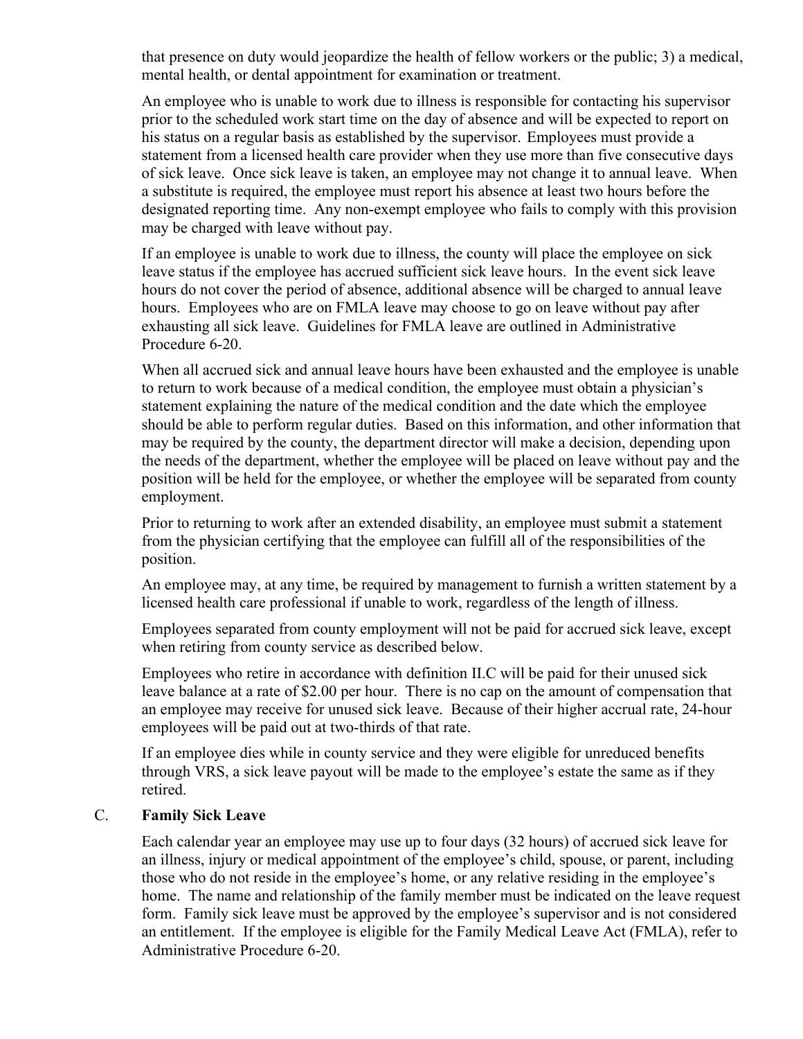that presence on duty would jeopardize the health of fellow workers or the public; 3) a medical, mental health, or dental appointment for examination or treatment.

An employee who is unable to work due to illness is responsible for contacting his supervisor prior to the scheduled work start time on the day of absence and will be expected to report on his status on a regular basis as established by the supervisor. Employees must provide a statement from a licensed health care provider when they use more than five consecutive days of sick leave. Once sick leave is taken, an employee may not change it to annual leave. When a substitute is required, the employee must report his absence at least two hours before the designated reporting time. Any non-exempt employee who fails to comply with this provision may be charged with leave without pay.

If an employee is unable to work due to illness, the county will place the employee on sick leave status if the employee has accrued sufficient sick leave hours. In the event sick leave hours do not cover the period of absence, additional absence will be charged to annual leave hours. Employees who are on FMLA leave may choose to go on leave without pay after exhausting all sick leave. Guidelines for FMLA leave are outlined in Administrative Procedure 6-20.

When all accrued sick and annual leave hours have been exhausted and the employee is unable to return to work because of a medical condition, the employee must obtain a physician's statement explaining the nature of the medical condition and the date which the employee should be able to perform regular duties. Based on this information, and other information that may be required by the county, the department director will make a decision, depending upon the needs of the department, whether the employee will be placed on leave without pay and the position will be held for the employee, or whether the employee will be separated from county employment.

Prior to returning to work after an extended disability, an employee must submit a statement from the physician certifying that the employee can fulfill all of the responsibilities of the position.

An employee may, at any time, be required by management to furnish a written statement by a licensed health care professional if unable to work, regardless of the length of illness.

Employees separated from county employment will not be paid for accrued sick leave, except when retiring from county service as described below.

Employees who retire in accordance with definition II.C will be paid for their unused sick leave balance at a rate of $2.00 per hour. There is no cap on the amount of compensation that an employee may receive for unused sick leave. Because of their higher accrual rate, 24-hour employees will be paid out at two-thirds of that rate.

If an employee dies while in county service and they were eligible for unreduced benefits through VRS, a sick leave payout will be made to the employee's estate the same as if they retired.

### C. **Family Sick Leave**

Each calendar year an employee may use up to four days (32 hours) of accrued sick leave for an illness, injury or medical appointment of the employee's child, spouse, or parent, including those who do not reside in the employee's home, or any relative residing in the employee's home. The name and relationship of the family member must be indicated on the leave request form. Family sick leave must be approved by the employee's supervisor and is not considered an entitlement. If the employee is eligible for the Family Medical Leave Act (FMLA), refer to Administrative Procedure 6-20.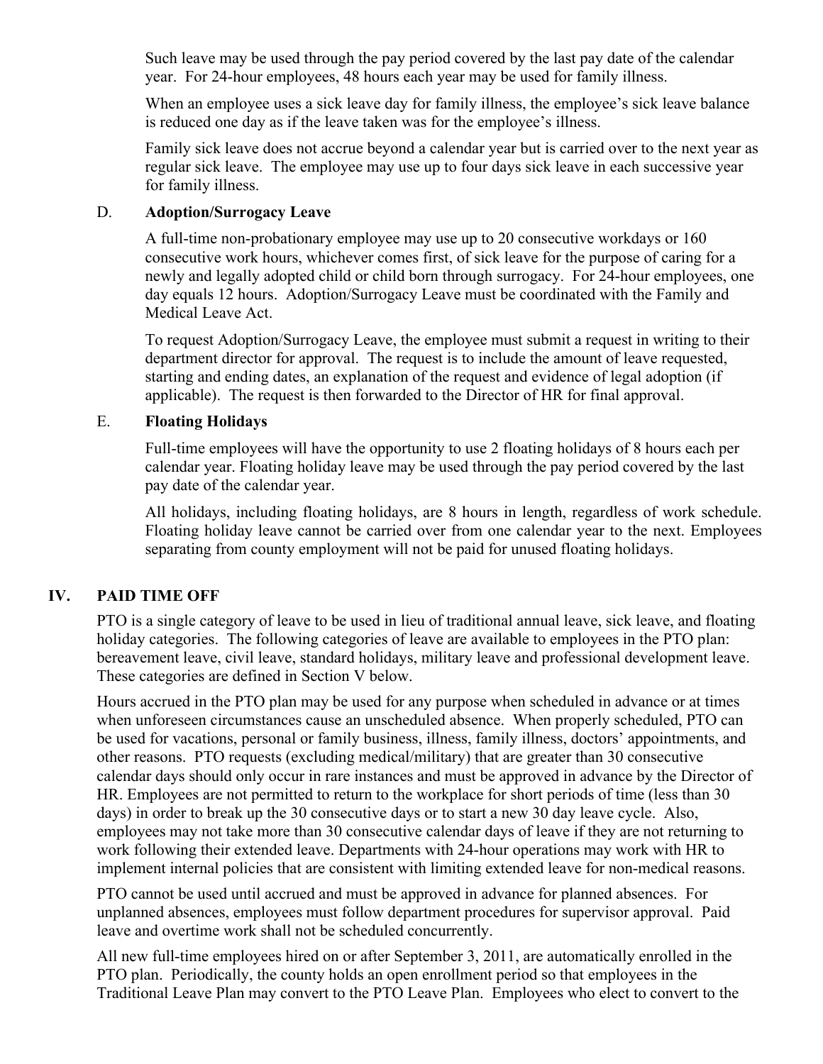Such leave may be used through the pay period covered by the last pay date of the calendar year. For 24-hour employees, 48 hours each year may be used for family illness.

When an employee uses a sick leave day for family illness, the employee's sick leave balance is reduced one day as if the leave taken was for the employee's illness.

Family sick leave does not accrue beyond a calendar year but is carried over to the next year as regular sick leave. The employee may use up to four days sick leave in each successive year for family illness.

D. **Adoption/Surrogacy Leave**

A full-time non-probationary employee may use up to 20 consecutive workdays or 160 consecutive work hours, whichever comes first, of sick leave for the purpose of caring for a newly and legally adopted child or child born through surrogacy. For 24-hour employees, one day equals 12 hours. Adoption/Surrogacy Leave must be coordinated with the Family and Medical Leave Act.

To request Adoption/Surrogacy Leave, the employee must submit a request in writing to their department director for approval. The request is to include the amount of leave requested, starting and ending dates, an explanation of the request and evidence of legal adoption (if applicable). The request is then forwarded to the Director of HR for final approval.

E. **Floating Holidays**

Full-time employees will have the opportunity to use 2 floating holidays of 8 hours each per calendar year. Floating holiday leave may be used through the pay period covered by the last pay date of the calendar year.

All holidays, including floating holidays, are 8 hours in length, regardless of work schedule. Floating holiday leave cannot be carried over from one calendar year to the next. Employees separating from county employment will not be paid for unused floating holidays.

## IV. PAID TIME OFF

PTO is a single category of leave to be used in lieu of traditional annual leave, sick leave, and floating holiday categories. The following categories of leave are available to employees in the PTO plan: bereavement leave, civil leave, standard holidays, military leave and professional development leave. These categories are defined in Section V below.

Hours accrued in the PTO plan may be used for any purpose when scheduled in advance or at times when unforeseen circumstances cause an unscheduled absence. When properly scheduled, PTO can be used for vacations, personal or family business, illness, family illness, doctors' appointments, and other reasons. PTO requests (excluding medical/military) that are greater than 30 consecutive calendar days should only occur in rare instances and must be approved in advance by the Director of HR. Employees are not permitted to return to the workplace for short periods of time (less than 30 days) in order to break up the 30 consecutive days or to start a new 30 day leave cycle. Also, employees may not take more than 30 consecutive calendar days of leave if they are not returning to work following their extended leave. Departments with 24-hour operations may work with HR to implement internal policies that are consistent with limiting extended leave for non-medical reasons.

PTO cannot be used until accrued and must be approved in advance for planned absences. For unplanned absences, employees must follow department procedures for supervisor approval. Paid leave and overtime work shall not be scheduled concurrently.

All new full-time employees hired on or after September 3, 2011, are automatically enrolled in the PTO plan. Periodically, the county holds an open enrollment period so that employees in the Traditional Leave Plan may convert to the PTO Leave Plan. Employees who elect to convert to the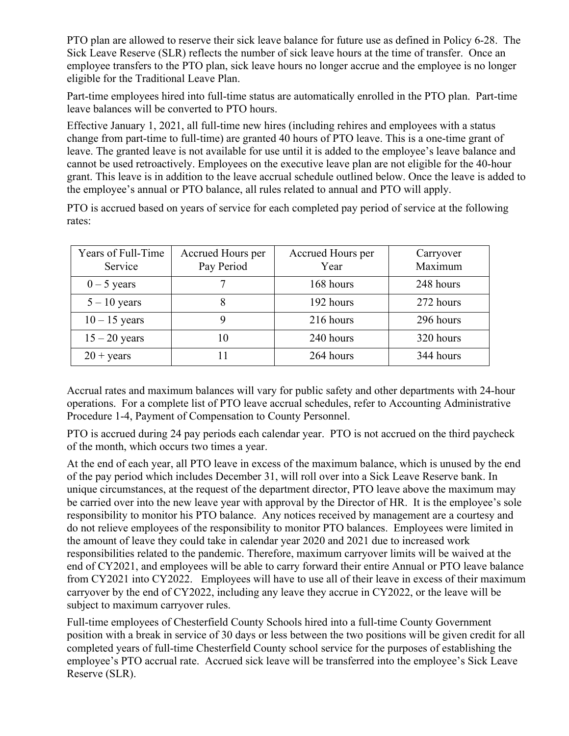PTO plan are allowed to reserve their sick leave balance for future use as defined in Policy 6-28. The Sick Leave Reserve (SLR) reflects the number of sick leave hours at the time of transfer. Once an employee transfers to the PTO plan, sick leave hours no longer accrue and the employee is no longer eligible for the Traditional Leave Plan.

Part-time employees hired into full-time status are automatically enrolled in the PTO plan. Part-time leave balances will be converted to PTO hours.

Effective January 1, 2021, all full-time new hires (including rehires and employees with a status change from part-time to full-time) are granted 40 hours of PTO leave. This is a one-time grant of leave. The granted leave is not available for use until it is added to the employee's leave balance and cannot be used retroactively. Employees on the executive leave plan are not eligible for the 40-hour grant. This leave is in addition to the leave accrual schedule outlined below. Once the leave is added to the employee's annual or PTO balance, all rules related to annual and PTO will apply.

PTO is accrued based on years of service for each completed pay period of service at the following rates:

| Years of Full-Time Service | Accrued Hours per Pay Period | Accrued Hours per Year | Carryover Maximum |
|---|---|---|---|
| 0 – 5 years | 7 | 168 hours | 248 hours |
| 5 – 10 years | 8 | 192 hours | 272 hours |
| 10 – 15 years | 9 | 216 hours | 296 hours |
| 15 – 20 years | 10 | 240 hours | 320 hours |
| 20 + years | 11 | 264 hours | 344 hours |

Accrual rates and maximum balances will vary for public safety and other departments with 24-hour operations. For a complete list of PTO leave accrual schedules, refer to Accounting Administrative Procedure 1-4, Payment of Compensation to County Personnel.

PTO is accrued during 24 pay periods each calendar year. PTO is not accrued on the third paycheck of the month, which occurs two times a year.

At the end of each year, all PTO leave in excess of the maximum balance, which is unused by the end of the pay period which includes December 31, will roll over into a Sick Leave Reserve bank. In unique circumstances, at the request of the department director, PTO leave above the maximum may be carried over into the new leave year with approval by the Director of HR. It is the employee's sole responsibility to monitor his PTO balance. Any notices received by management are a courtesy and do not relieve employees of the responsibility to monitor PTO balances. Employees were limited in the amount of leave they could take in calendar year 2020 and 2021 due to increased work responsibilities related to the pandemic. Therefore, maximum carryover limits will be waived at the end of CY2021, and employees will be able to carry forward their entire Annual or PTO leave balance from CY2021 into CY2022. Employees will have to use all of their leave in excess of their maximum carryover by the end of CY2022, including any leave they accrue in CY2022, or the leave will be subject to maximum carryover rules.

Full-time employees of Chesterfield County Schools hired into a full-time County Government position with a break in service of 30 days or less between the two positions will be given credit for all completed years of full-time Chesterfield County school service for the purposes of establishing the employee's PTO accrual rate. Accrued sick leave will be transferred into the employee's Sick Leave Reserve (SLR).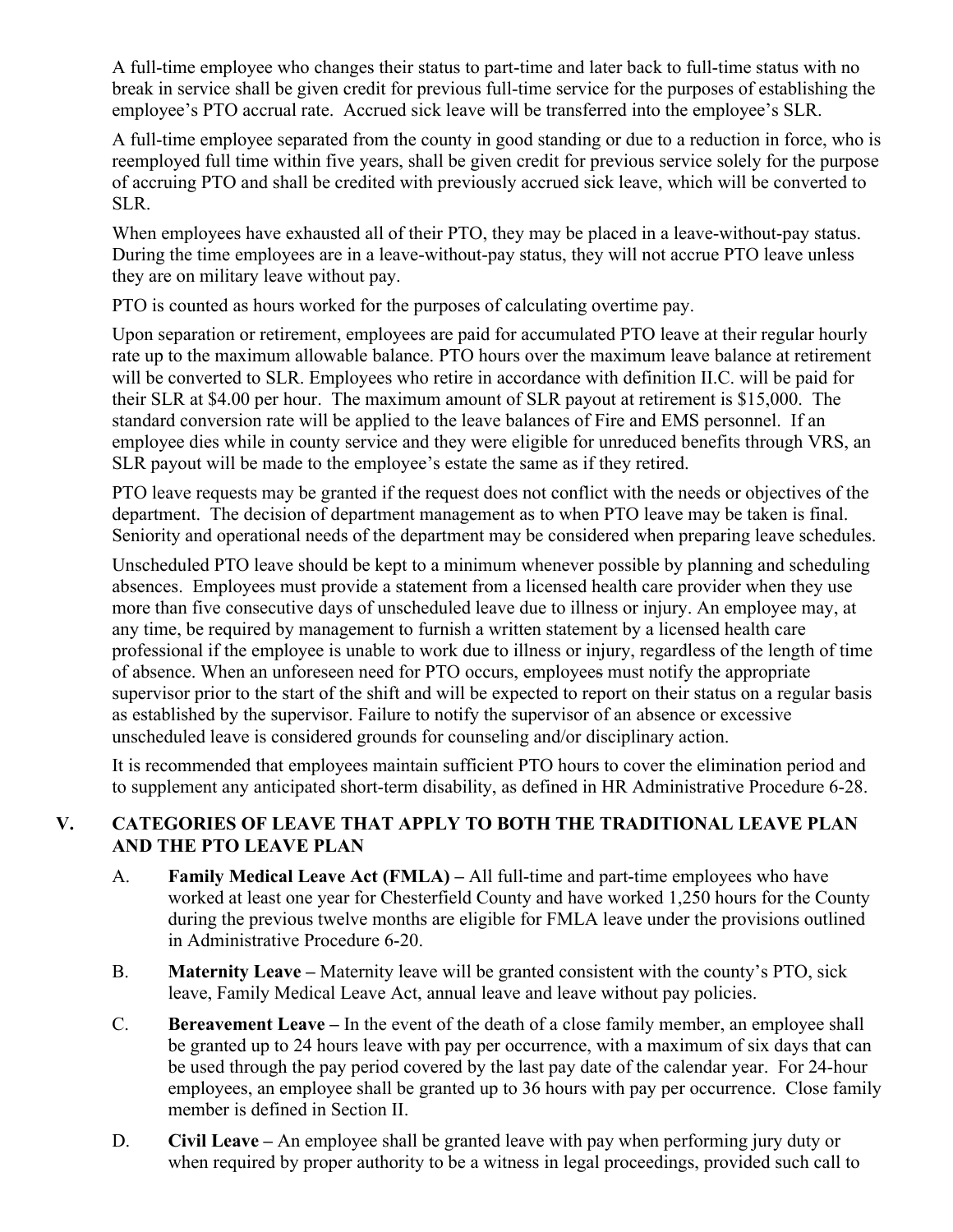A full-time employee who changes their status to part-time and later back to full-time status with no break in service shall be given credit for previous full-time service for the purposes of establishing the employee's PTO accrual rate. Accrued sick leave will be transferred into the employee's SLR.

A full-time employee separated from the county in good standing or due to a reduction in force, who is reemployed full time within five years, shall be given credit for previous service solely for the purpose of accruing PTO and shall be credited with previously accrued sick leave, which will be converted to SLR.

When employees have exhausted all of their PTO, they may be placed in a leave-without-pay status. During the time employees are in a leave-without-pay status, they will not accrue PTO leave unless they are on military leave without pay.

PTO is counted as hours worked for the purposes of calculating overtime pay.

Upon separation or retirement, employees are paid for accumulated PTO leave at their regular hourly rate up to the maximum allowable balance. PTO hours over the maximum leave balance at retirement will be converted to SLR. Employees who retire in accordance with definition II.C. will be paid for their SLR at $4.00 per hour. The maximum amount of SLR payout at retirement is $15,000. The standard conversion rate will be applied to the leave balances of Fire and EMS personnel. If an employee dies while in county service and they were eligible for unreduced benefits through VRS, an SLR payout will be made to the employee's estate the same as if they retired.

PTO leave requests may be granted if the request does not conflict with the needs or objectives of the department. The decision of department management as to when PTO leave may be taken is final. Seniority and operational needs of the department may be considered when preparing leave schedules.

Unscheduled PTO leave should be kept to a minimum whenever possible by planning and scheduling absences. Employees must provide a statement from a licensed health care provider when they use more than five consecutive days of unscheduled leave due to illness or injury. An employee may, at any time, be required by management to furnish a written statement by a licensed health care professional if the employee is unable to work due to illness or injury, regardless of the length of time of absence. When an unforeseen need for PTO occurs, employees must notify the appropriate supervisor prior to the start of the shift and will be expected to report on their status on a regular basis as established by the supervisor. Failure to notify the supervisor of an absence or excessive unscheduled leave is considered grounds for counseling and/or disciplinary action.

It is recommended that employees maintain sufficient PTO hours to cover the elimination period and to supplement any anticipated short-term disability, as defined in HR Administrative Procedure 6-28.

## V. CATEGORIES OF LEAVE THAT APPLY TO BOTH THE TRADITIONAL LEAVE PLAN AND THE PTO LEAVE PLAN

A. **Family Medical Leave Act (FMLA) –** All full-time and part-time employees who have worked at least one year for Chesterfield County and have worked 1,250 hours for the County during the previous twelve months are eligible for FMLA leave under the provisions outlined in Administrative Procedure 6-20.

B. **Maternity Leave –** Maternity leave will be granted consistent with the county's PTO, sick leave, Family Medical Leave Act, annual leave and leave without pay policies.

C. **Bereavement Leave –** In the event of the death of a close family member, an employee shall be granted up to 24 hours leave with pay per occurrence, with a maximum of six days that can be used through the pay period covered by the last pay date of the calendar year. For 24-hour employees, an employee shall be granted up to 36 hours with pay per occurrence. Close family member is defined in Section II.

D. **Civil Leave –** An employee shall be granted leave with pay when performing jury duty or when required by proper authority to be a witness in legal proceedings, provided such call to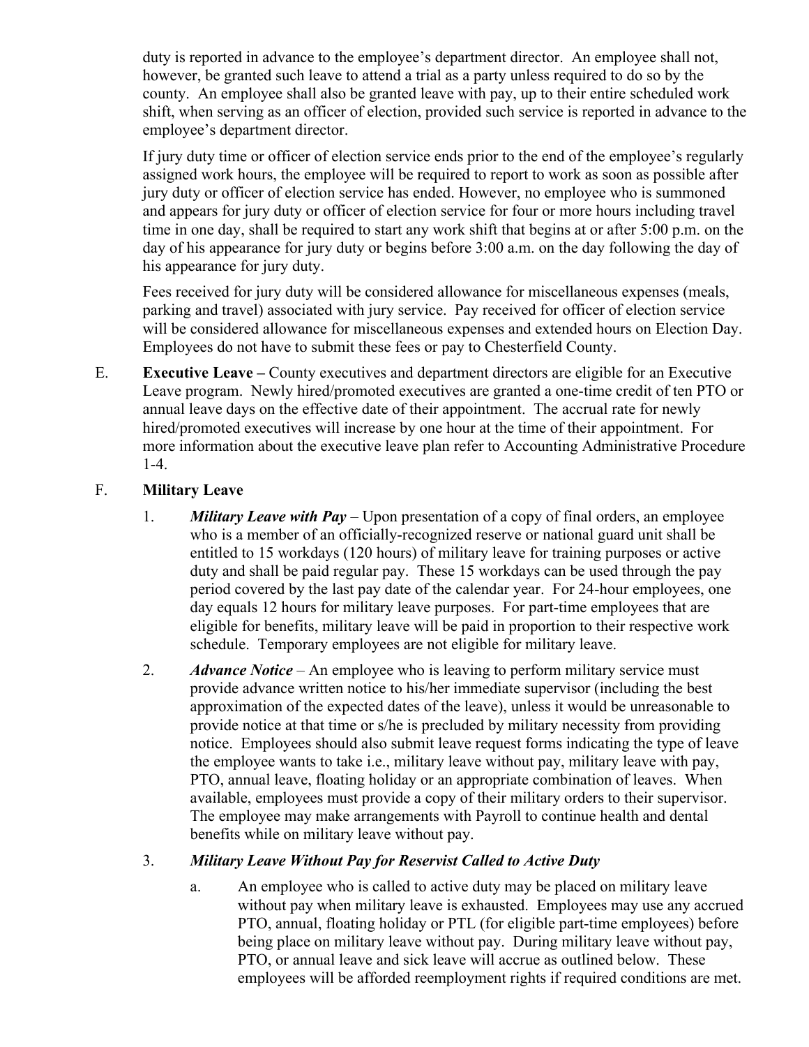duty is reported in advance to the employee's department director. An employee shall not, however, be granted such leave to attend a trial as a party unless required to do so by the county. An employee shall also be granted leave with pay, up to their entire scheduled work shift, when serving as an officer of election, provided such service is reported in advance to the employee's department director.

If jury duty time or officer of election service ends prior to the end of the employee's regularly assigned work hours, the employee will be required to report to work as soon as possible after jury duty or officer of election service has ended. However, no employee who is summoned and appears for jury duty or officer of election service for four or more hours including travel time in one day, shall be required to start any work shift that begins at or after 5:00 p.m. on the day of his appearance for jury duty or begins before 3:00 a.m. on the day following the day of his appearance for jury duty.

Fees received for jury duty will be considered allowance for miscellaneous expenses (meals, parking and travel) associated with jury service. Pay received for officer of election service will be considered allowance for miscellaneous expenses and extended hours on Election Day. Employees do not have to submit these fees or pay to Chesterfield County.

E. **Executive Leave –** County executives and department directors are eligible for an Executive Leave program. Newly hired/promoted executives are granted a one-time credit of ten PTO or annual leave days on the effective date of their appointment. The accrual rate for newly hired/promoted executives will increase by one hour at the time of their appointment. For more information about the executive leave plan refer to Accounting Administrative Procedure 1-4.

F. **Military Leave**

1. ***Military Leave with Pay*** – Upon presentation of a copy of final orders, an employee who is a member of an officially-recognized reserve or national guard unit shall be entitled to 15 workdays (120 hours) of military leave for training purposes or active duty and shall be paid regular pay. These 15 workdays can be used through the pay period covered by the last pay date of the calendar year. For 24-hour employees, one day equals 12 hours for military leave purposes. For part-time employees that are eligible for benefits, military leave will be paid in proportion to their respective work schedule. Temporary employees are not eligible for military leave.

2. ***Advance Notice*** – An employee who is leaving to perform military service must provide advance written notice to his/her immediate supervisor (including the best approximation of the expected dates of the leave), unless it would be unreasonable to provide notice at that time or s/he is precluded by military necessity from providing notice. Employees should also submit leave request forms indicating the type of leave the employee wants to take i.e., military leave without pay, military leave with pay, PTO, annual leave, floating holiday or an appropriate combination of leaves. When available, employees must provide a copy of their military orders to their supervisor. The employee may make arrangements with Payroll to continue health and dental benefits while on military leave without pay.

3. ***Military Leave Without Pay for Reservist Called to Active Duty***

   a. An employee who is called to active duty may be placed on military leave without pay when military leave is exhausted. Employees may use any accrued PTO, annual, floating holiday or PTL (for eligible part-time employees) before being place on military leave without pay. During military leave without pay, PTO, or annual leave and sick leave will accrue as outlined below. These employees will be afforded reemployment rights if required conditions are met.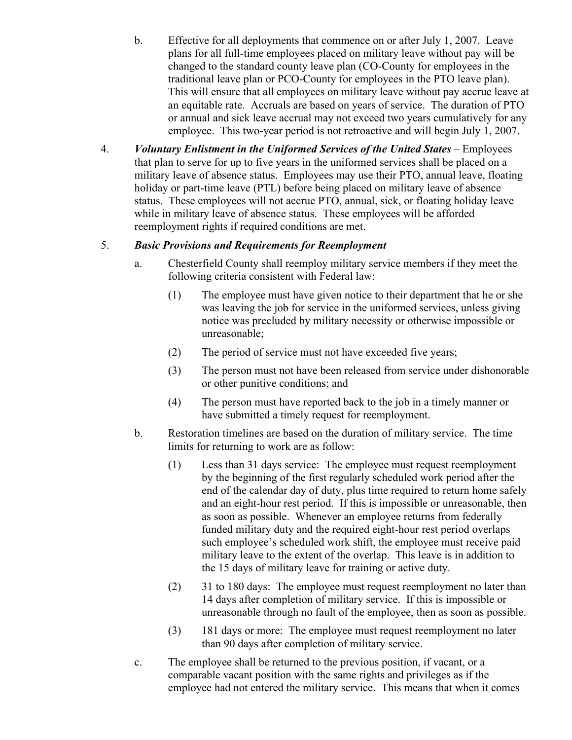b. Effective for all deployments that commence on or after July 1, 2007. Leave plans for all full-time employees placed on military leave without pay will be changed to the standard county leave plan (CO-County for employees in the traditional leave plan or PCO-County for employees in the PTO leave plan). This will ensure that all employees on military leave without pay accrue leave at an equitable rate. Accruals are based on years of service. The duration of PTO or annual and sick leave accrual may not exceed two years cumulatively for any employee. This two-year period is not retroactive and will begin July 1, 2007.

4. ***Voluntary Enlistment in the Uniformed Services of the United States*** – Employees that plan to serve for up to five years in the uniformed services shall be placed on a military leave of absence status. Employees may use their PTO, annual leave, floating holiday or part-time leave (PTL) before being placed on military leave of absence status. These employees will not accrue PTO, annual, sick, or floating holiday leave while in military leave of absence status. These employees will be afforded reemployment rights if required conditions are met.

5. ***Basic Provisions and Requirements for Reemployment***

   a. Chesterfield County shall reemploy military service members if they meet the following criteria consistent with Federal law:

      (1) The employee must have given notice to their department that he or she was leaving the job for service in the uniformed services, unless giving notice was precluded by military necessity or otherwise impossible or unreasonable;

      (2) The period of service must not have exceeded five years;

      (3) The person must not have been released from service under dishonorable or other punitive conditions; and

      (4) The person must have reported back to the job in a timely manner or have submitted a timely request for reemployment.

   b. Restoration timelines are based on the duration of military service. The time limits for returning to work are as follow:

      (1) Less than 31 days service: The employee must request reemployment by the beginning of the first regularly scheduled work period after the end of the calendar day of duty, plus time required to return home safely and an eight-hour rest period. If this is impossible or unreasonable, then as soon as possible. Whenever an employee returns from federally funded military duty and the required eight-hour rest period overlaps such employee's scheduled work shift, the employee must receive paid military leave to the extent of the overlap. This leave is in addition to the 15 days of military leave for training or active duty.

      (2) 31 to 180 days: The employee must request reemployment no later than 14 days after completion of military service. If this is impossible or unreasonable through no fault of the employee, then as soon as possible.

      (3) 181 days or more: The employee must request reemployment no later than 90 days after completion of military service.

   c. The employee shall be returned to the previous position, if vacant, or a comparable vacant position with the same rights and privileges as if the employee had not entered the military service. This means that when it comes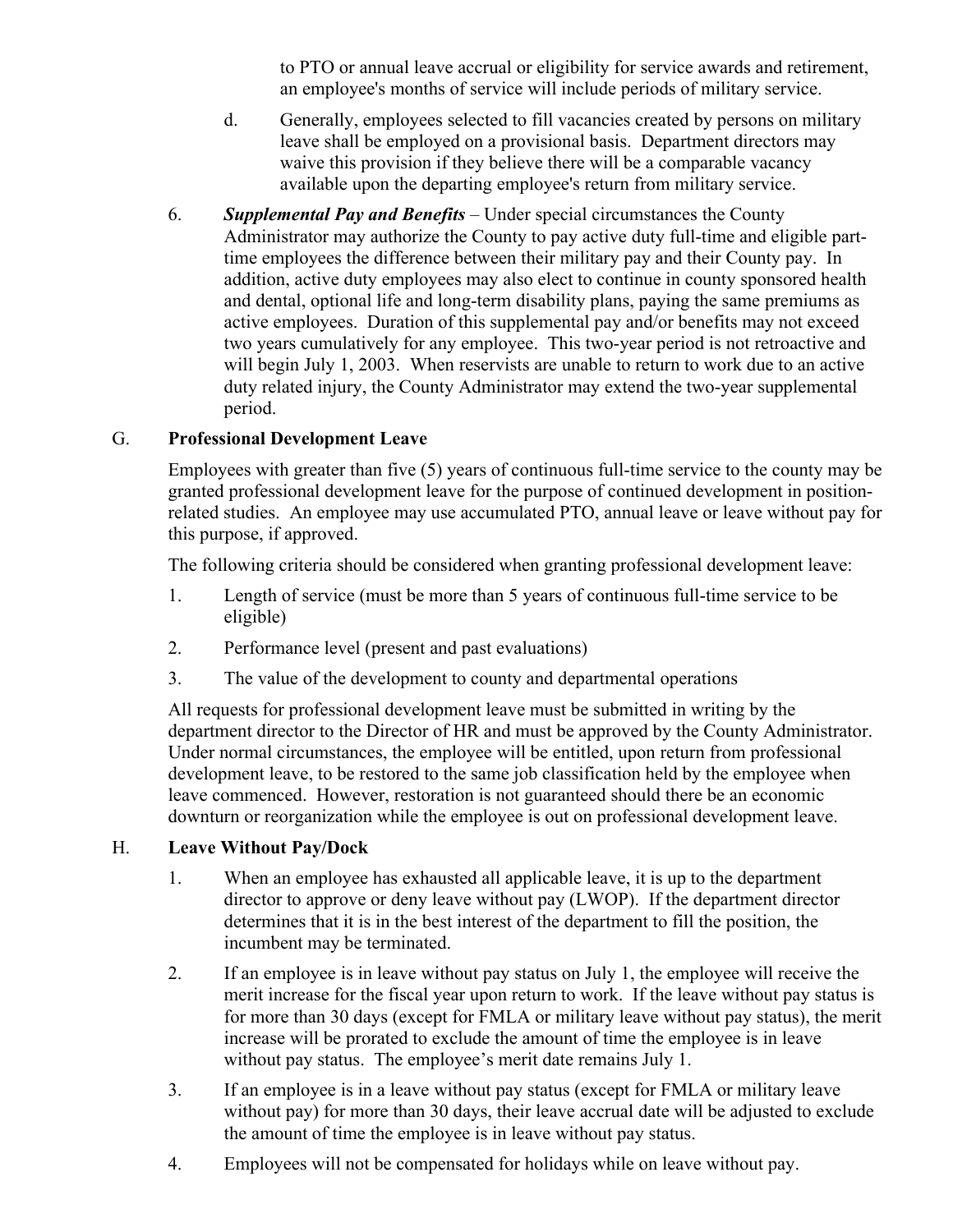to PTO or annual leave accrual or eligibility for service awards and retirement, an employee's months of service will include periods of military service.

d. Generally, employees selected to fill vacancies created by persons on military leave shall be employed on a provisional basis. Department directors may waive this provision if they believe there will be a comparable vacancy available upon the departing employee's return from military service.

6. ***Supplemental Pay and Benefits*** – Under special circumstances the County Administrator may authorize the County to pay active duty full-time and eligible part-time employees the difference between their military pay and their County pay. In addition, active duty employees may also elect to continue in county sponsored health and dental, optional life and long-term disability plans, paying the same premiums as active employees. Duration of this supplemental pay and/or benefits may not exceed two years cumulatively for any employee. This two-year period is not retroactive and will begin July 1, 2003. When reservists are unable to return to work due to an active duty related injury, the County Administrator may extend the two-year supplemental period.

## G. Professional Development Leave

Employees with greater than five (5) years of continuous full-time service to the county may be granted professional development leave for the purpose of continued development in position-related studies. An employee may use accumulated PTO, annual leave or leave without pay for this purpose, if approved.

The following criteria should be considered when granting professional development leave:

1. Length of service (must be more than 5 years of continuous full-time service to be eligible)
2. Performance level (present and past evaluations)
3. The value of the development to county and departmental operations

All requests for professional development leave must be submitted in writing by the department director to the Director of HR and must be approved by the County Administrator. Under normal circumstances, the employee will be entitled, upon return from professional development leave, to be restored to the same job classification held by the employee when leave commenced. However, restoration is not guaranteed should there be an economic downturn or reorganization while the employee is out on professional development leave.

## H. Leave Without Pay/Dock

1. When an employee has exhausted all applicable leave, it is up to the department director to approve or deny leave without pay (LWOP). If the department director determines that it is in the best interest of the department to fill the position, the incumbent may be terminated.
2. If an employee is in leave without pay status on July 1, the employee will receive the merit increase for the fiscal year upon return to work. If the leave without pay status is for more than 30 days (except for FMLA or military leave without pay status), the merit increase will be prorated to exclude the amount of time the employee is in leave without pay status. The employee's merit date remains July 1.
3. If an employee is in a leave without pay status (except for FMLA or military leave without pay) for more than 30 days, their leave accrual date will be adjusted to exclude the amount of time the employee is in leave without pay status.
4. Employees will not be compensated for holidays while on leave without pay.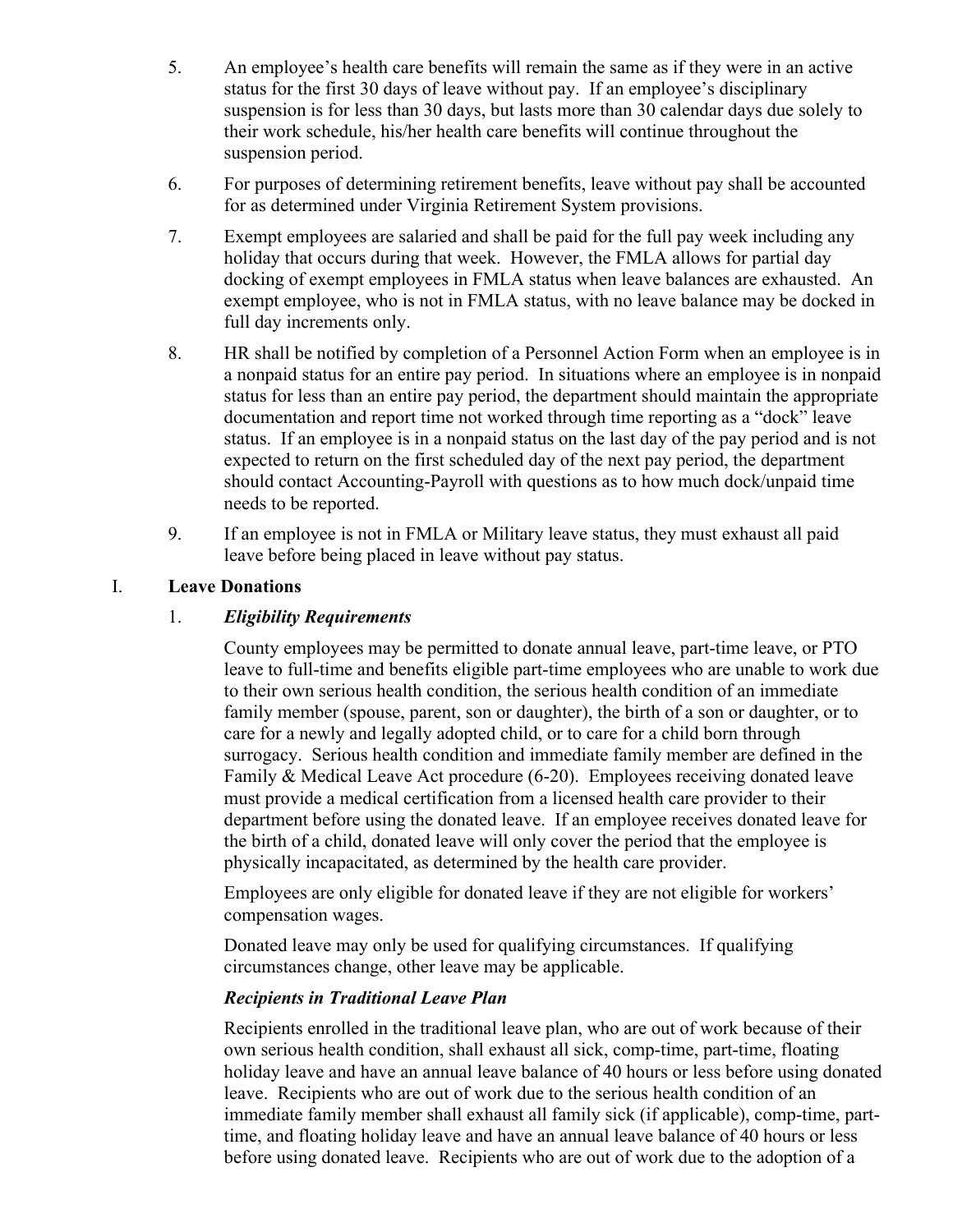5. An employee's health care benefits will remain the same as if they were in an active status for the first 30 days of leave without pay. If an employee's disciplinary suspension is for less than 30 days, but lasts more than 30 calendar days due solely to their work schedule, his/her health care benefits will continue throughout the suspension period.

6. For purposes of determining retirement benefits, leave without pay shall be accounted for as determined under Virginia Retirement System provisions.

7. Exempt employees are salaried and shall be paid for the full pay week including any holiday that occurs during that week. However, the FMLA allows for partial day docking of exempt employees in FMLA status when leave balances are exhausted. An exempt employee, who is not in FMLA status, with no leave balance may be docked in full day increments only.

8. HR shall be notified by completion of a Personnel Action Form when an employee is in a nonpaid status for an entire pay period. In situations where an employee is in nonpaid status for less than an entire pay period, the department should maintain the appropriate documentation and report time not worked through time reporting as a "dock" leave status. If an employee is in a nonpaid status on the last day of the pay period and is not expected to return on the first scheduled day of the next pay period, the department should contact Accounting-Payroll with questions as to how much dock/unpaid time needs to be reported.

9. If an employee is not in FMLA or Military leave status, they must exhaust all paid leave before being placed in leave without pay status.

## I. Leave Donations

### 1. *Eligibility Requirements*

County employees may be permitted to donate annual leave, part-time leave, or PTO leave to full-time and benefits eligible part-time employees who are unable to work due to their own serious health condition, the serious health condition of an immediate family member (spouse, parent, son or daughter), the birth of a son or daughter, or to care for a newly and legally adopted child, or to care for a child born through surrogacy. Serious health condition and immediate family member are defined in the Family & Medical Leave Act procedure (6-20). Employees receiving donated leave must provide a medical certification from a licensed health care provider to their department before using the donated leave. If an employee receives donated leave for the birth of a child, donated leave will only cover the period that the employee is physically incapacitated, as determined by the health care provider.

Employees are only eligible for donated leave if they are not eligible for workers' compensation wages.

Donated leave may only be used for qualifying circumstances. If qualifying circumstances change, other leave may be applicable.

***Recipients in Traditional Leave Plan***

Recipients enrolled in the traditional leave plan, who are out of work because of their own serious health condition, shall exhaust all sick, comp-time, part-time, floating holiday leave and have an annual leave balance of 40 hours or less before using donated leave. Recipients who are out of work due to the serious health condition of an immediate family member shall exhaust all family sick (if applicable), comp-time, part-time, and floating holiday leave and have an annual leave balance of 40 hours or less before using donated leave. Recipients who are out of work due to the adoption of a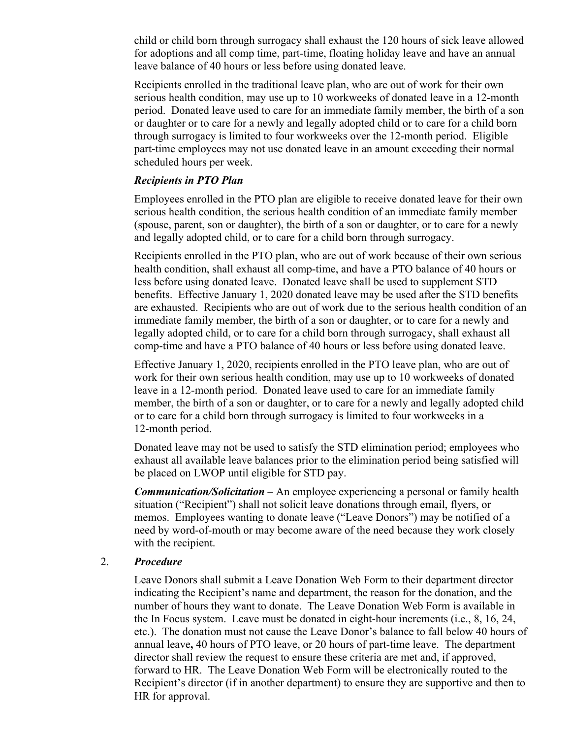child or child born through surrogacy shall exhaust the 120 hours of sick leave allowed for adoptions and all comp time, part-time, floating holiday leave and have an annual leave balance of 40 hours or less before using donated leave.

Recipients enrolled in the traditional leave plan, who are out of work for their own serious health condition, may use up to 10 workweeks of donated leave in a 12-month period. Donated leave used to care for an immediate family member, the birth of a son or daughter or to care for a newly and legally adopted child or to care for a child born through surrogacy is limited to four workweeks over the 12-month period. Eligible part-time employees may not use donated leave in an amount exceeding their normal scheduled hours per week.

***Recipients in PTO Plan***

Employees enrolled in the PTO plan are eligible to receive donated leave for their own serious health condition, the serious health condition of an immediate family member (spouse, parent, son or daughter), the birth of a son or daughter, or to care for a newly and legally adopted child, or to care for a child born through surrogacy.

Recipients enrolled in the PTO plan, who are out of work because of their own serious health condition, shall exhaust all comp-time, and have a PTO balance of 40 hours or less before using donated leave. Donated leave shall be used to supplement STD benefits. Effective January 1, 2020 donated leave may be used after the STD benefits are exhausted. Recipients who are out of work due to the serious health condition of an immediate family member, the birth of a son or daughter, or to care for a newly and legally adopted child, or to care for a child born through surrogacy, shall exhaust all comp-time and have a PTO balance of 40 hours or less before using donated leave.

Effective January 1, 2020, recipients enrolled in the PTO leave plan, who are out of work for their own serious health condition, may use up to 10 workweeks of donated leave in a 12-month period. Donated leave used to care for an immediate family member, the birth of a son or daughter, or to care for a newly and legally adopted child or to care for a child born through surrogacy is limited to four workweeks in a 12-month period.

Donated leave may not be used to satisfy the STD elimination period; employees who exhaust all available leave balances prior to the elimination period being satisfied will be placed on LWOP until eligible for STD pay.

***Communication/Solicitation*** – An employee experiencing a personal or family health situation ("Recipient") shall not solicit leave donations through email, flyers, or memos. Employees wanting to donate leave ("Leave Donors") may be notified of a need by word-of-mouth or may become aware of the need because they work closely with the recipient.

2. ***Procedure***

Leave Donors shall submit a Leave Donation Web Form to their department director indicating the Recipient's name and department, the reason for the donation, and the number of hours they want to donate. The Leave Donation Web Form is available in the In Focus system. Leave must be donated in eight-hour increments (i.e., 8, 16, 24, etc.). The donation must not cause the Leave Donor's balance to fall below 40 hours of annual leave**,** 40 hours of PTO leave, or 20 hours of part-time leave. The department director shall review the request to ensure these criteria are met and, if approved, forward to HR. The Leave Donation Web Form will be electronically routed to the Recipient's director (if in another department) to ensure they are supportive and then to HR for approval.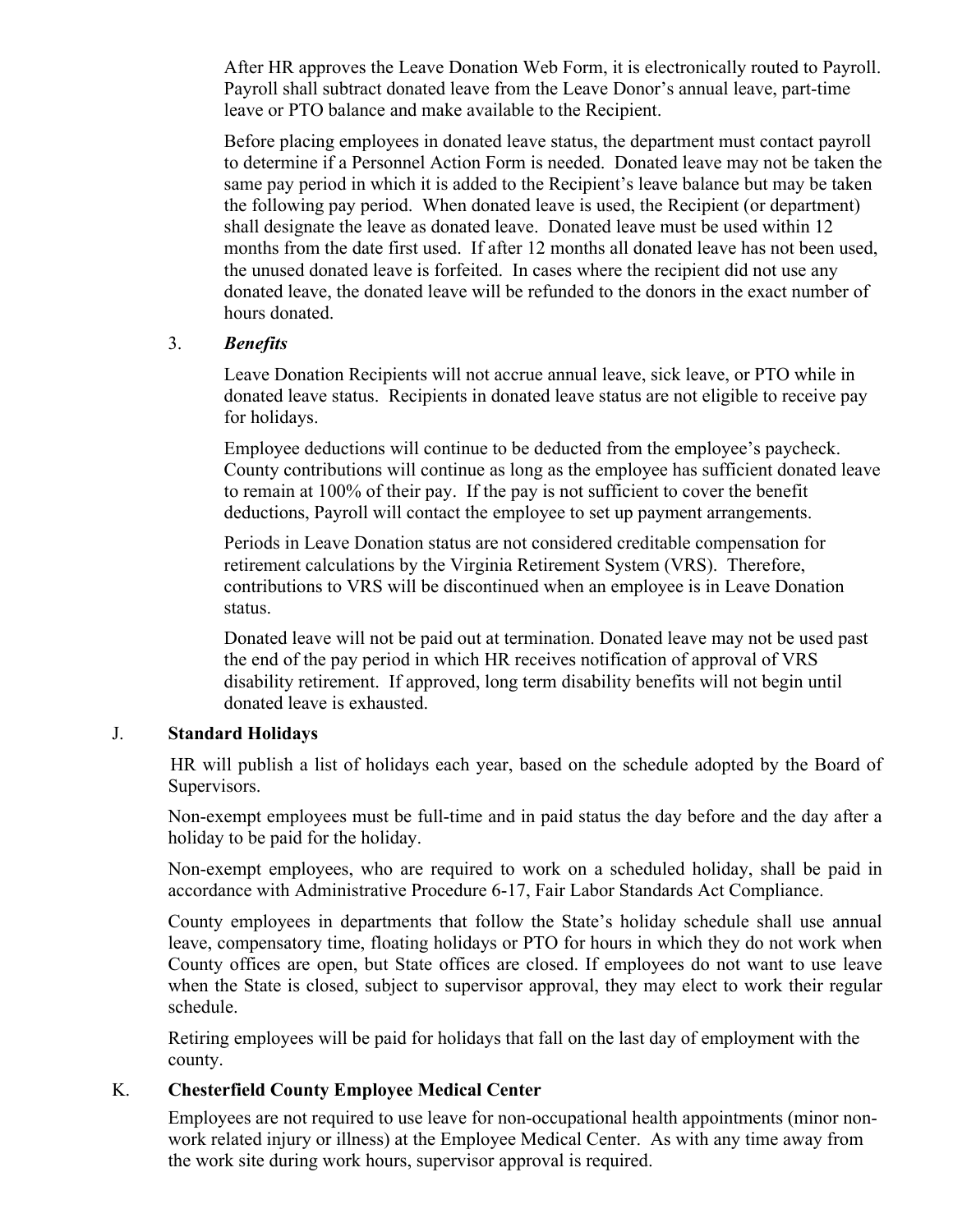After HR approves the Leave Donation Web Form, it is electronically routed to Payroll. Payroll shall subtract donated leave from the Leave Donor's annual leave, part-time leave or PTO balance and make available to the Recipient.

Before placing employees in donated leave status, the department must contact payroll to determine if a Personnel Action Form is needed. Donated leave may not be taken the same pay period in which it is added to the Recipient's leave balance but may be taken the following pay period. When donated leave is used, the Recipient (or department) shall designate the leave as donated leave. Donated leave must be used within 12 months from the date first used. If after 12 months all donated leave has not been used, the unused donated leave is forfeited. In cases where the recipient did not use any donated leave, the donated leave will be refunded to the donors in the exact number of hours donated.

3. ***Benefits***

Leave Donation Recipients will not accrue annual leave, sick leave, or PTO while in donated leave status. Recipients in donated leave status are not eligible to receive pay for holidays.

Employee deductions will continue to be deducted from the employee's paycheck. County contributions will continue as long as the employee has sufficient donated leave to remain at 100% of their pay. If the pay is not sufficient to cover the benefit deductions, Payroll will contact the employee to set up payment arrangements.

Periods in Leave Donation status are not considered creditable compensation for retirement calculations by the Virginia Retirement System (VRS). Therefore, contributions to VRS will be discontinued when an employee is in Leave Donation status.

Donated leave will not be paid out at termination. Donated leave may not be used past the end of the pay period in which HR receives notification of approval of VRS disability retirement. If approved, long term disability benefits will not begin until donated leave is exhausted.

J. **Standard Holidays**

HR will publish a list of holidays each year, based on the schedule adopted by the Board of Supervisors.

Non-exempt employees must be full-time and in paid status the day before and the day after a holiday to be paid for the holiday.

Non-exempt employees, who are required to work on a scheduled holiday, shall be paid in accordance with Administrative Procedure 6-17, Fair Labor Standards Act Compliance.

County employees in departments that follow the State's holiday schedule shall use annual leave, compensatory time, floating holidays or PTO for hours in which they do not work when County offices are open, but State offices are closed. If employees do not want to use leave when the State is closed, subject to supervisor approval, they may elect to work their regular schedule.

Retiring employees will be paid for holidays that fall on the last day of employment with the county.

K. **Chesterfield County Employee Medical Center**

Employees are not required to use leave for non-occupational health appointments (minor non-work related injury or illness) at the Employee Medical Center. As with any time away from the work site during work hours, supervisor approval is required.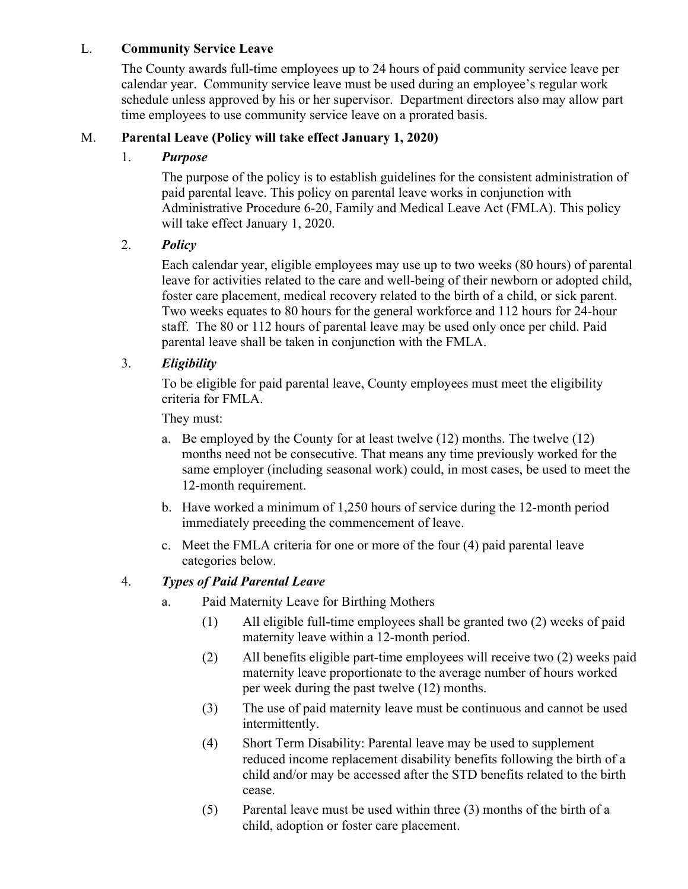### L. Community Service Leave

The County awards full-time employees up to 24 hours of paid community service leave per calendar year. Community service leave must be used during an employee's regular work schedule unless approved by his or her supervisor. Department directors also may allow part time employees to use community service leave on a prorated basis.

### M. Parental Leave (Policy will take effect January 1, 2020)

1. ***Purpose***

   The purpose of the policy is to establish guidelines for the consistent administration of paid parental leave. This policy on parental leave works in conjunction with Administrative Procedure 6-20, Family and Medical Leave Act (FMLA). This policy will take effect January 1, 2020.

2. ***Policy***

   Each calendar year, eligible employees may use up to two weeks (80 hours) of parental leave for activities related to the care and well-being of their newborn or adopted child, foster care placement, medical recovery related to the birth of a child, or sick parent. Two weeks equates to 80 hours for the general workforce and 112 hours for 24-hour staff. The 80 or 112 hours of parental leave may be used only once per child. Paid parental leave shall be taken in conjunction with the FMLA.

3. ***Eligibility***

   To be eligible for paid parental leave, County employees must meet the eligibility criteria for FMLA.

   They must:

   a. Be employed by the County for at least twelve (12) months. The twelve (12) months need not be consecutive. That means any time previously worked for the same employer (including seasonal work) could, in most cases, be used to meet the 12-month requirement.

   b. Have worked a minimum of 1,250 hours of service during the 12-month period immediately preceding the commencement of leave.

   c. Meet the FMLA criteria for one or more of the four (4) paid parental leave categories below.

4. ***Types of Paid Parental Leave***

   a. Paid Maternity Leave for Birthing Mothers

      (1) All eligible full-time employees shall be granted two (2) weeks of paid maternity leave within a 12-month period.

      (2) All benefits eligible part-time employees will receive two (2) weeks paid maternity leave proportionate to the average number of hours worked per week during the past twelve (12) months.

      (3) The use of paid maternity leave must be continuous and cannot be used intermittently.

      (4) Short Term Disability: Parental leave may be used to supplement reduced income replacement disability benefits following the birth of a child and/or may be accessed after the STD benefits related to the birth cease.

      (5) Parental leave must be used within three (3) months of the birth of a child, adoption or foster care placement.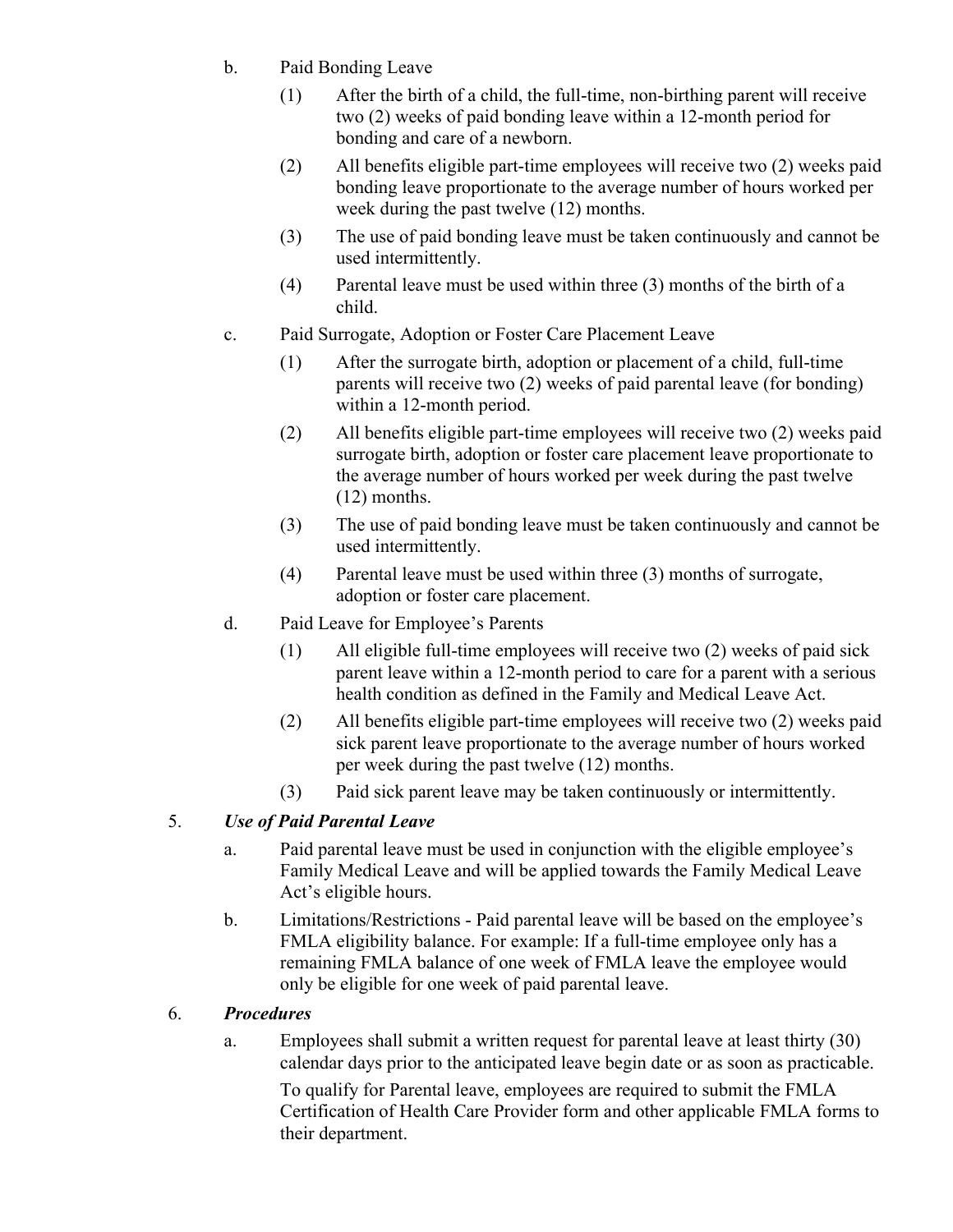b. Paid Bonding Leave

(1) After the birth of a child, the full-time, non-birthing parent will receive two (2) weeks of paid bonding leave within a 12-month period for bonding and care of a newborn.

(2) All benefits eligible part-time employees will receive two (2) weeks paid bonding leave proportionate to the average number of hours worked per week during the past twelve (12) months.

(3) The use of paid bonding leave must be taken continuously and cannot be used intermittently.

(4) Parental leave must be used within three (3) months of the birth of a child.

c. Paid Surrogate, Adoption or Foster Care Placement Leave

(1) After the surrogate birth, adoption or placement of a child, full-time parents will receive two (2) weeks of paid parental leave (for bonding) within a 12-month period.

(2) All benefits eligible part-time employees will receive two (2) weeks paid surrogate birth, adoption or foster care placement leave proportionate to the average number of hours worked per week during the past twelve (12) months.

(3) The use of paid bonding leave must be taken continuously and cannot be used intermittently.

(4) Parental leave must be used within three (3) months of surrogate, adoption or foster care placement.

d. Paid Leave for Employee's Parents

(1) All eligible full-time employees will receive two (2) weeks of paid sick parent leave within a 12-month period to care for a parent with a serious health condition as defined in the Family and Medical Leave Act.

(2) All benefits eligible part-time employees will receive two (2) weeks paid sick parent leave proportionate to the average number of hours worked per week during the past twelve (12) months.

(3) Paid sick parent leave may be taken continuously or intermittently.

5. ***Use of Paid Parental Leave***

a. Paid parental leave must be used in conjunction with the eligible employee's Family Medical Leave and will be applied towards the Family Medical Leave Act's eligible hours.

b. Limitations/Restrictions - Paid parental leave will be based on the employee's FMLA eligibility balance. For example: If a full-time employee only has a remaining FMLA balance of one week of FMLA leave the employee would only be eligible for one week of paid parental leave.

6. ***Procedures***

a. Employees shall submit a written request for parental leave at least thirty (30) calendar days prior to the anticipated leave begin date or as soon as practicable.

To qualify for Parental leave, employees are required to submit the FMLA Certification of Health Care Provider form and other applicable FMLA forms to their department.